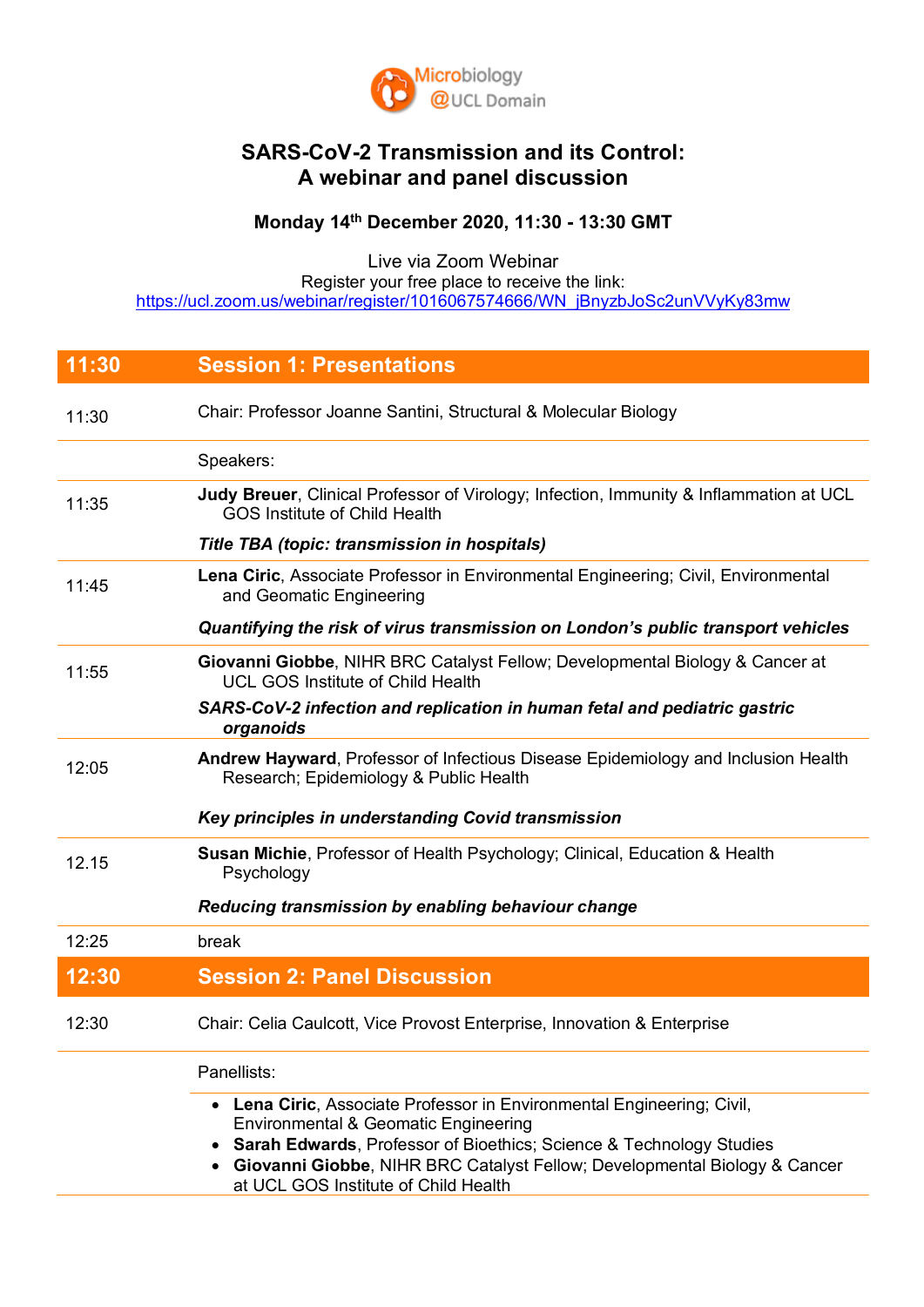Microbiology @UCL Domain

# SARS-CoV-2 Transmission and its Control: A webinar and panel discussion

**Monday 14th December 2020, 11:30 - 13:30 GMT**

Live via Zoom Webinar
Register your free place to receive the link:
https://ucl.zoom.us/webinar/register/1016067574666/WN_jBnyzbJoSc2unVVyKy83mw

| **11:30** | **Session 1: Presentations** |
|---|---|
| 11:30 | Chair: Professor Joanne Santini, Structural & Molecular Biology |
| | Speakers: |
| 11:35 | **Judy Breuer**, Clinical Professor of Virology; Infection, Immunity & Inflammation at UCL GOS Institute of Child Health<br>***Title TBA (topic: transmission in hospitals)*** |
| 11:45 | **Lena Ciric**, Associate Professor in Environmental Engineering; Civil, Environmental and Geomatic Engineering<br>***Quantifying the risk of virus transmission on London's public transport vehicles*** |
| 11:55 | **Giovanni Giobbe**, NIHR BRC Catalyst Fellow; Developmental Biology & Cancer at UCL GOS Institute of Child Health<br>***SARS-CoV-2 infection and replication in human fetal and pediatric gastric organoids*** |
| 12:05 | **Andrew Hayward**, Professor of Infectious Disease Epidemiology and Inclusion Health Research; Epidemiology & Public Health<br>***Key principles in understanding Covid transmission*** |
| 12.15 | **Susan Michie**, Professor of Health Psychology; Clinical, Education & Health Psychology<br>***Reducing transmission by enabling behaviour change*** |
| 12:25 | break |
| **12:30** | **Session 2: Panel Discussion** |
| 12:30 | Chair: Celia Caulcott, Vice Provost Enterprise, Innovation & Enterprise |
| | Panellists: |
| | <ul><li>**Lena Ciric**, Associate Professor in Environmental Engineering; Civil, Environmental & Geomatic Engineering</li><li>**Sarah Edwards**, Professor of Bioethics; Science & Technology Studies</li><li>**Giovanni Giobbe**, NIHR BRC Catalyst Fellow; Developmental Biology & Cancer at UCL GOS Institute of Child Health</li></ul> |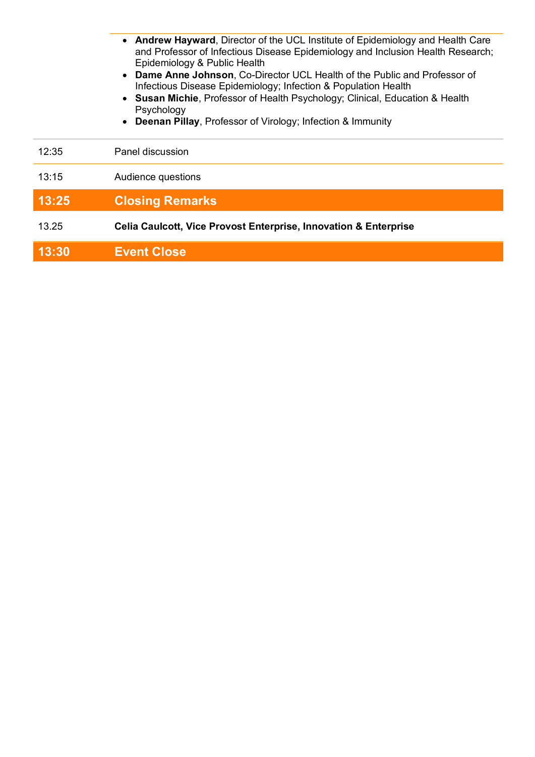| | |
|---|---|
| | • **Andrew Hayward**, Director of the UCL Institute of Epidemiology and Health Care and Professor of Infectious Disease Epidemiology and Inclusion Health Research; Epidemiology & Public Health<br>• **Dame Anne Johnson**, Co-Director UCL Health of the Public and Professor of Infectious Disease Epidemiology; Infection & Population Health<br>• **Susan Michie**, Professor of Health Psychology; Clinical, Education & Health Psychology<br>• **Deenan Pillay**, Professor of Virology; Infection & Immunity |
| 12:35 | Panel discussion |
| 13:15 | Audience questions |
| **13:25** | **Closing Remarks** |
| 13.25 | **Celia Caulcott, Vice Provost Enterprise, Innovation & Enterprise** |
| **13:30** | **Event Close** |